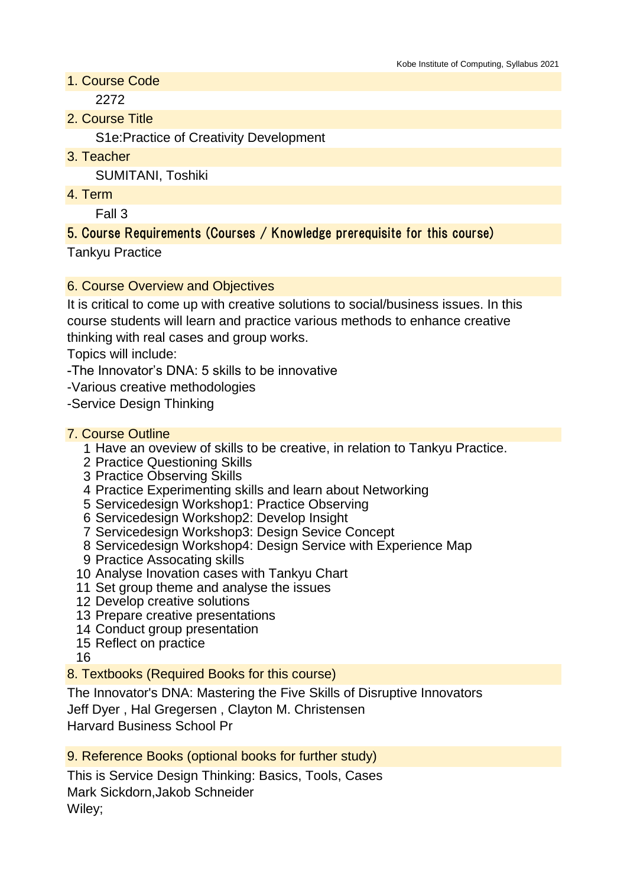## 1. Course Code

2272

## 2. Course Title

S1e:Practice of Creativity Development

## 3. Teacher

SUMITANI, Toshiki

## 4. Term

Fall 3

## 5. Course Requirements (Courses / Knowledge prerequisite for this course)

Tankyu Practice

## 6. Course Overview and Objectives

It is critical to come up with creative solutions to social/business issues. In this course students will learn and practice various methods to enhance creative thinking with real cases and group works.

Topics will include:

-The Innovator's DNA: 5 skills to be innovative

-Various creative methodologies

-Service Design Thinking

## 7. Course Outline

1 Have an oveview of skills to be creative, in relation to Tankyu Practice.
2 Practice Questioning Skills
3 Practice Observing Skills
4 Practice Experimenting skills and learn about Networking
5 Servicedesign Workshop1: Practice Observing
6 Servicedesign Workshop2: Develop Insight
7 Servicedesign Workshop3: Design Sevice Concept
8 Servicedesign Workshop4: Design Service with Experience Map
9 Practice Assocating skills
10 Analyse Inovation cases with Tankyu Chart
11 Set group theme and analyse the issues
12 Develop creative solutions
13 Prepare creative presentations
14 Conduct group presentation
15 Reflect on practice
16

## 8. Textbooks (Required Books for this course)

The Innovator's DNA: Mastering the Five Skills of Disruptive Innovators
Jeff Dyer , Hal Gregersen , Clayton M. Christensen
Harvard Business School Pr

## 9. Reference Books (optional books for further study)

This is Service Design Thinking: Basics, Tools, Cases
Mark Sickdorn,Jakob Schneider
Wiley;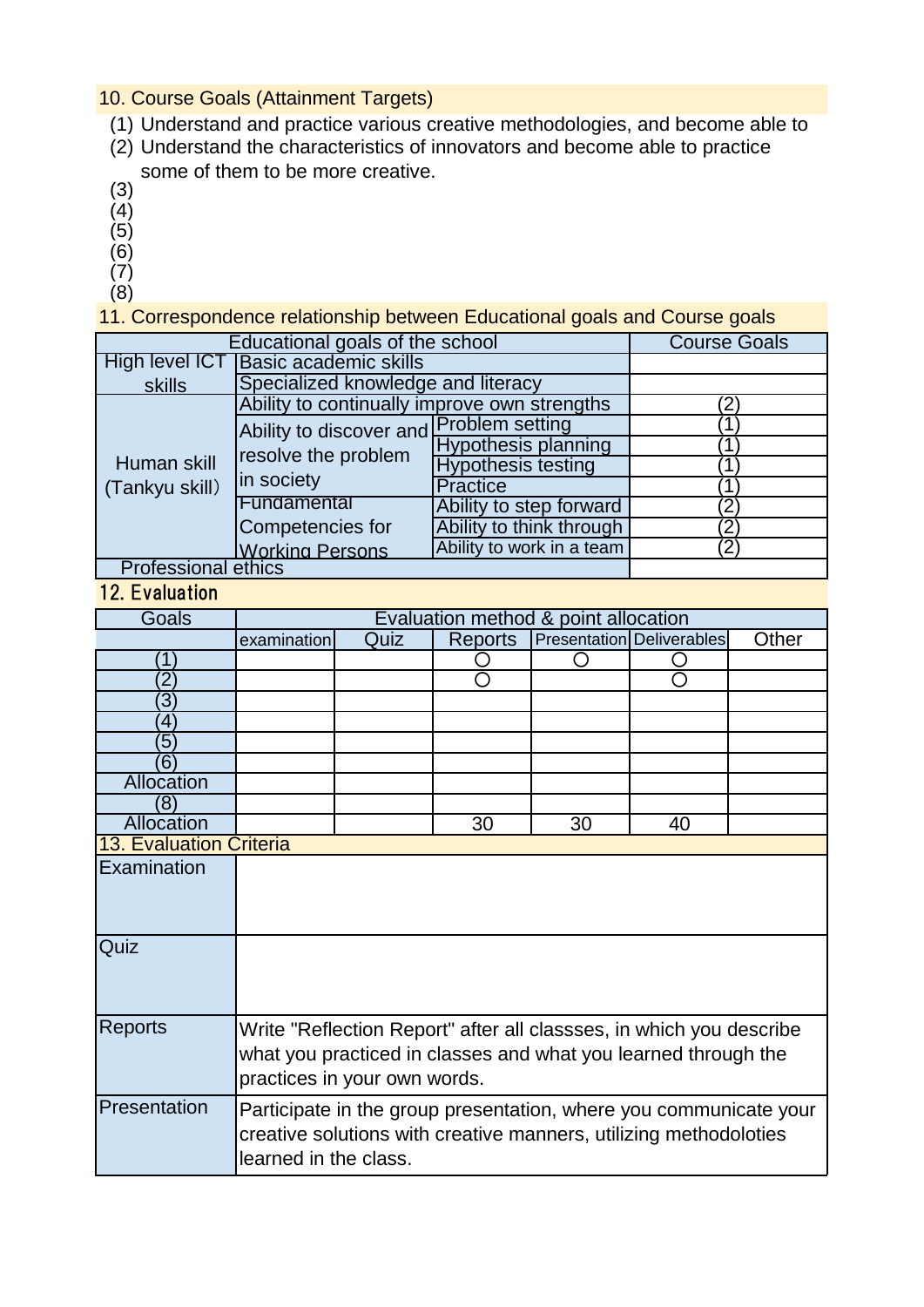## 10. Course Goals (Attainment Targets)

(1) Understand and practice various creative methodologies, and become able to
(2) Understand the characteristics of innovators and become able to practice some of them to be more creative.
(3)
(4)
(5)
(6)
(7)
(8)

## 11. Correspondence relationship between Educational goals and Course goals

| Educational goals of the school | | | Course Goals |
|---|---|---|---|
| High level ICT skills | Basic academic skills | | |
| | Specialized knowledge and literacy | | |
| Human skill (Tankyu skill) | Ability to continually improve own strengths | | (2) |
| | Ability to discover and resolve the problem in society | Problem setting | (1) |
| | | Hypothesis planning | (1) |
| | | Hypothesis testing | (1) |
| | | Practice | (1) |
| | Fundamental Competencies for Working Persons | Ability to step forward | (2) |
| | | Ability to think through | (2) |
| | | Ability to work in a team | (2) |
| Professional ethics | | | |

## 12. Evaluation

| Goals | Evaluation method & point allocation | | | | | |
|---|---|---|---|---|---|---|
| | examination | Quiz | Reports | Presentation | Deliverables | Other |
| (1) | | | ○ | ○ | ○ | |
| (2) | | | ○ | | ○ | |
| (3) | | | | | | |
| (4) | | | | | | |
| (5) | | | | | | |
| (6) | | | | | | |
| Allocation | | | | | | |
| (8) | | | | | | |
| Allocation | | | 30 | 30 | 40 | |

## 13. Evaluation Criteria

| | |
|---|---|
| Examination | |
| Quiz | |
| Reports | Write "Reflection Report" after all classses, in which you describe what you practiced in classes and what you learned through the practices in your own words. |
| Presentation | Participate in the group presentation, where you communicate your creative solutions with creative manners, utilizing methodoloties learned in the class. |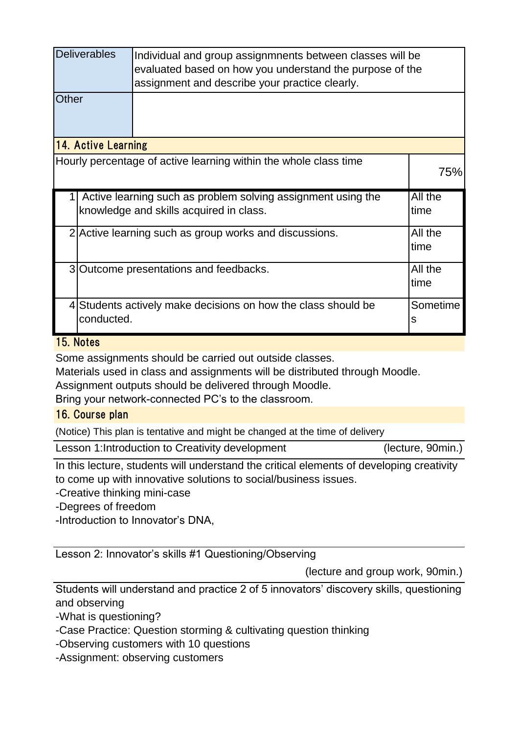| Deliverables | Individual and group assignmnents between classes will be evaluated based on how you understand the purpose of the assignment and describe your practice clearly. |
|---|---|
| Other | |

## 14. Active Learning

| Hourly percentage of active learning within the whole class time | | 75% |
|---|---|---|
| 1 | Active learning such as problem solving assignment using the knowledge and skills acquired in class. | All the time |
| 2 | Active learning such as group works and discussions. | All the time |
| 3 | Outcome presentations and feedbacks. | All the time |
| 4 | Students actively make decisions on how the class should be conducted. | Sometimes |

## 15. Notes

Some assignments should be carried out outside classes.
Materials used in class and assignments will be distributed through Moodle.
Assignment outputs should be delivered through Moodle.
Bring your network-connected PC's to the classroom.

## 16. Course plan

(Notice) This plan is tentative and might be changed at the time of delivery

**Lesson 1:Introduction to Creativity development** (lecture, 90min.)

In this lecture, students will understand the critical elements of developing creativity to come up with innovative solutions to social/business issues.

-Creative thinking mini-case
-Degrees of freedom
-Introduction to Innovator's DNA,

**Lesson 2: Innovator's skills #1 Questioning/Observing** (lecture and group work, 90min.)

Students will understand and practice 2 of 5 innovators' discovery skills, questioning and observing

-What is questioning?
-Case Practice: Question storming & cultivating question thinking
-Observing customers with 10 questions
-Assignment: observing customers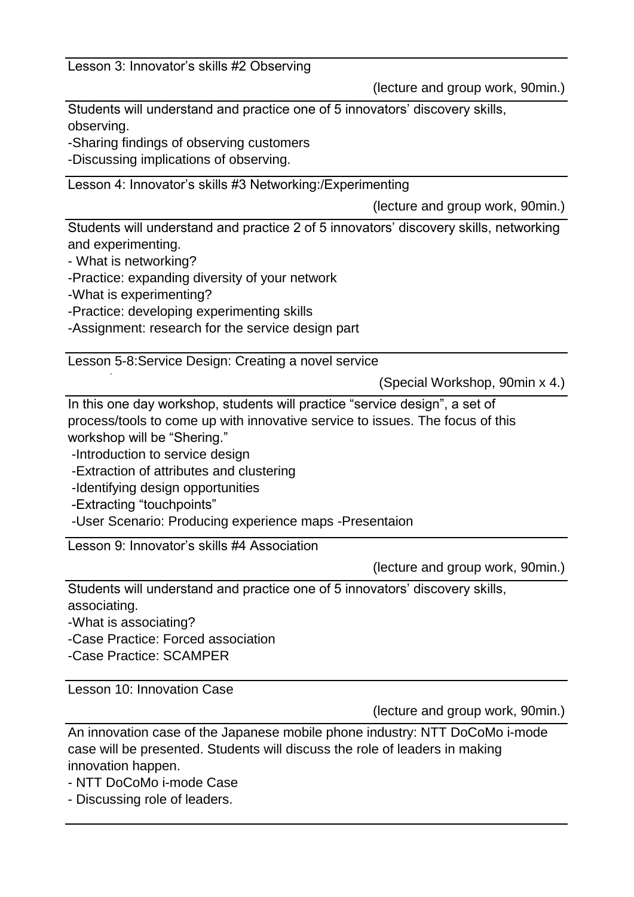Lesson 3: Innovator's skills #2 Observing

(lecture and group work, 90min.)

Students will understand and practice one of 5 innovators' discovery skills, observing.

-Sharing findings of observing customers
-Discussing implications of observing.

Lesson 4: Innovator's skills #3 Networking:/Experimenting

(lecture and group work, 90min.)

Students will understand and practice 2 of 5 innovators' discovery skills, networking and experimenting.

- What is networking?
-Practice: expanding diversity of your network
-What is experimenting?
-Practice: developing experimenting skills
-Assignment: research for the service design part

Lesson 5-8:Service Design: Creating a novel service

(Special Workshop, 90min x 4.)

In this one day workshop, students will practice "service design", a set of process/tools to come up with innovative service to issues. The focus of this workshop will be "Shering."

-Introduction to service design
-Extraction of attributes and clustering
-Identifying design opportunities
-Extracting "touchpoints"
-User Scenario: Producing experience maps -Presentaion

Lesson 9: Innovator's skills #4 Association

(lecture and group work, 90min.)

Students will understand and practice one of 5 innovators' discovery skills, associating.

-What is associating?
-Case Practice: Forced association
-Case Practice: SCAMPER

Lesson 10: Innovation Case

(lecture and group work, 90min.)

An innovation case of the Japanese mobile phone industry: NTT DoCoMo i-mode case will be presented. Students will discuss the role of leaders in making innovation happen.

- NTT DoCoMo i-mode Case
- Discussing role of leaders.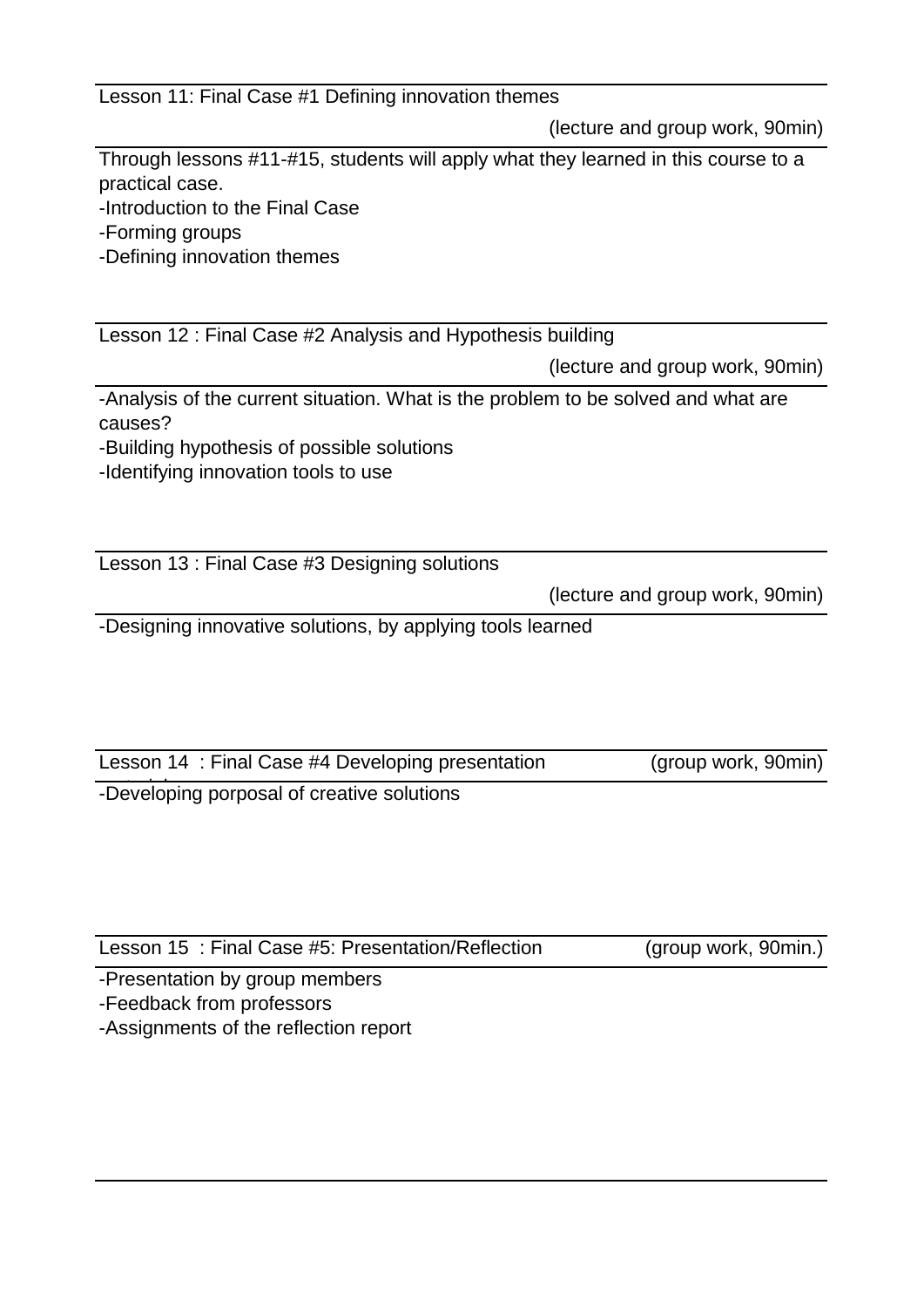Lesson 11: Final Case #1 Defining innovation themes

(lecture and group work, 90min)

Through lessons #11-#15, students will apply what they learned in this course to a practical case.

-Introduction to the Final Case

-Forming groups

-Defining innovation themes

Lesson 12 : Final Case #2 Analysis and Hypothesis building

(lecture and group work, 90min)

-Analysis of the current situation. What is the problem to be solved and what are causes?

-Building hypothesis of possible solutions

-Identifying innovation tools to use

Lesson 13 : Final Case #3 Designing solutions

(lecture and group work, 90min)

-Designing innovative solutions, by applying tools learned

Lesson 14 : Final Case #4 Developing presentation (group work, 90min)

-Developing porposal of creative solutions

Lesson 15 : Final Case #5: Presentation/Reflection (group work, 90min.)

-Presentation by group members

-Feedback from professors

-Assignments of the reflection report